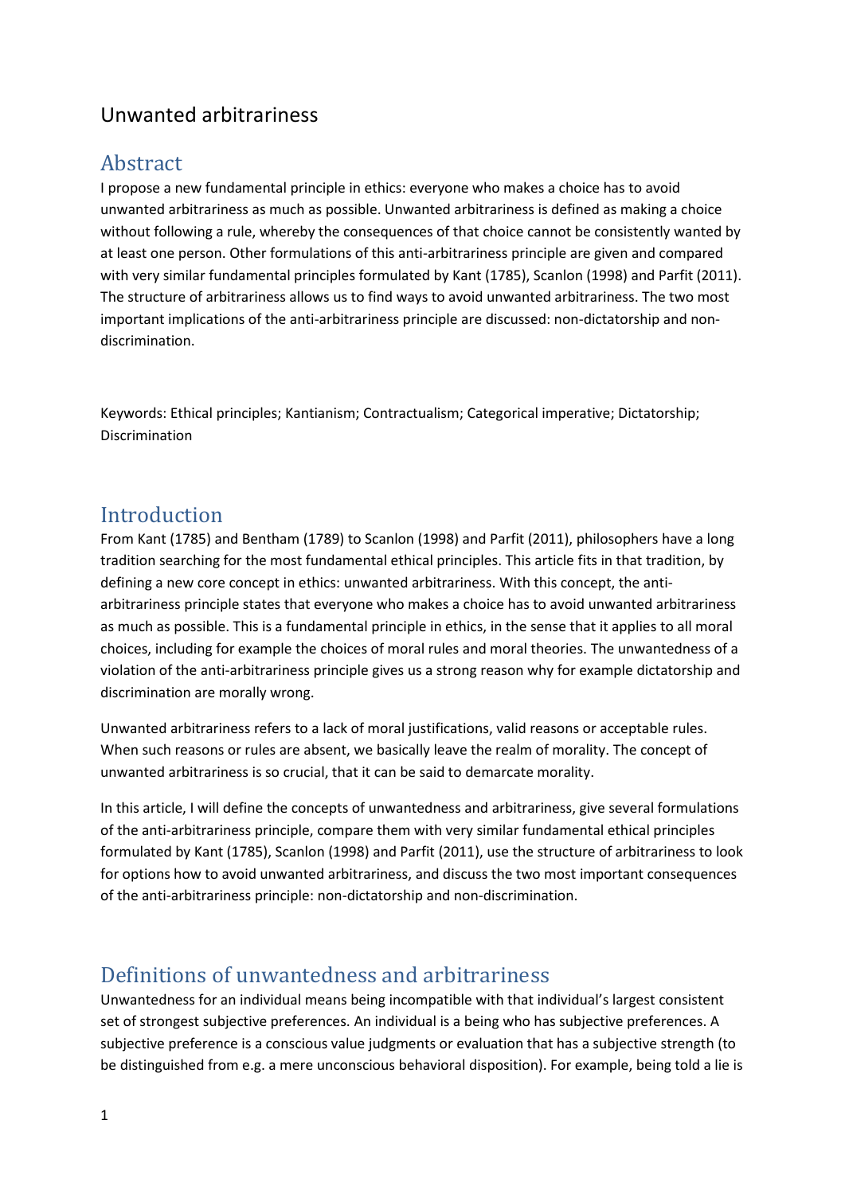# Unwanted arbitrariness

## Abstract

I propose a new fundamental principle in ethics: everyone who makes a choice has to avoid unwanted arbitrariness as much as possible. Unwanted arbitrariness is defined as making a choice without following a rule, whereby the consequences of that choice cannot be consistently wanted by at least one person. Other formulations of this anti-arbitrariness principle are given and compared with very similar fundamental principles formulated by Kant (1785), Scanlon (1998) and Parfit (2011). The structure of arbitrariness allows us to find ways to avoid unwanted arbitrariness. The two most important implications of the anti-arbitrariness principle are discussed: non-dictatorship and non-discrimination.

Keywords: Ethical principles; Kantianism; Contractualism; Categorical imperative; Dictatorship; Discrimination

## Introduction

From Kant (1785) and Bentham (1789) to Scanlon (1998) and Parfit (2011), philosophers have a long tradition searching for the most fundamental ethical principles. This article fits in that tradition, by defining a new core concept in ethics: unwanted arbitrariness. With this concept, the anti-arbitrariness principle states that everyone who makes a choice has to avoid unwanted arbitrariness as much as possible. This is a fundamental principle in ethics, in the sense that it applies to all moral choices, including for example the choices of moral rules and moral theories. The unwantedness of a violation of the anti-arbitrariness principle gives us a strong reason why for example dictatorship and discrimination are morally wrong.

Unwanted arbitrariness refers to a lack of moral justifications, valid reasons or acceptable rules. When such reasons or rules are absent, we basically leave the realm of morality. The concept of unwanted arbitrariness is so crucial, that it can be said to demarcate morality.

In this article, I will define the concepts of unwantedness and arbitrariness, give several formulations of the anti-arbitrariness principle, compare them with very similar fundamental ethical principles formulated by Kant (1785), Scanlon (1998) and Parfit (2011), use the structure of arbitrariness to look for options how to avoid unwanted arbitrariness, and discuss the two most important consequences of the anti-arbitrariness principle: non-dictatorship and non-discrimination.

## Definitions of unwantedness and arbitrariness

Unwantedness for an individual means being incompatible with that individual's largest consistent set of strongest subjective preferences. An individual is a being who has subjective preferences. A subjective preference is a conscious value judgments or evaluation that has a subjective strength (to be distinguished from e.g. a mere unconscious behavioral disposition). For example, being told a lie is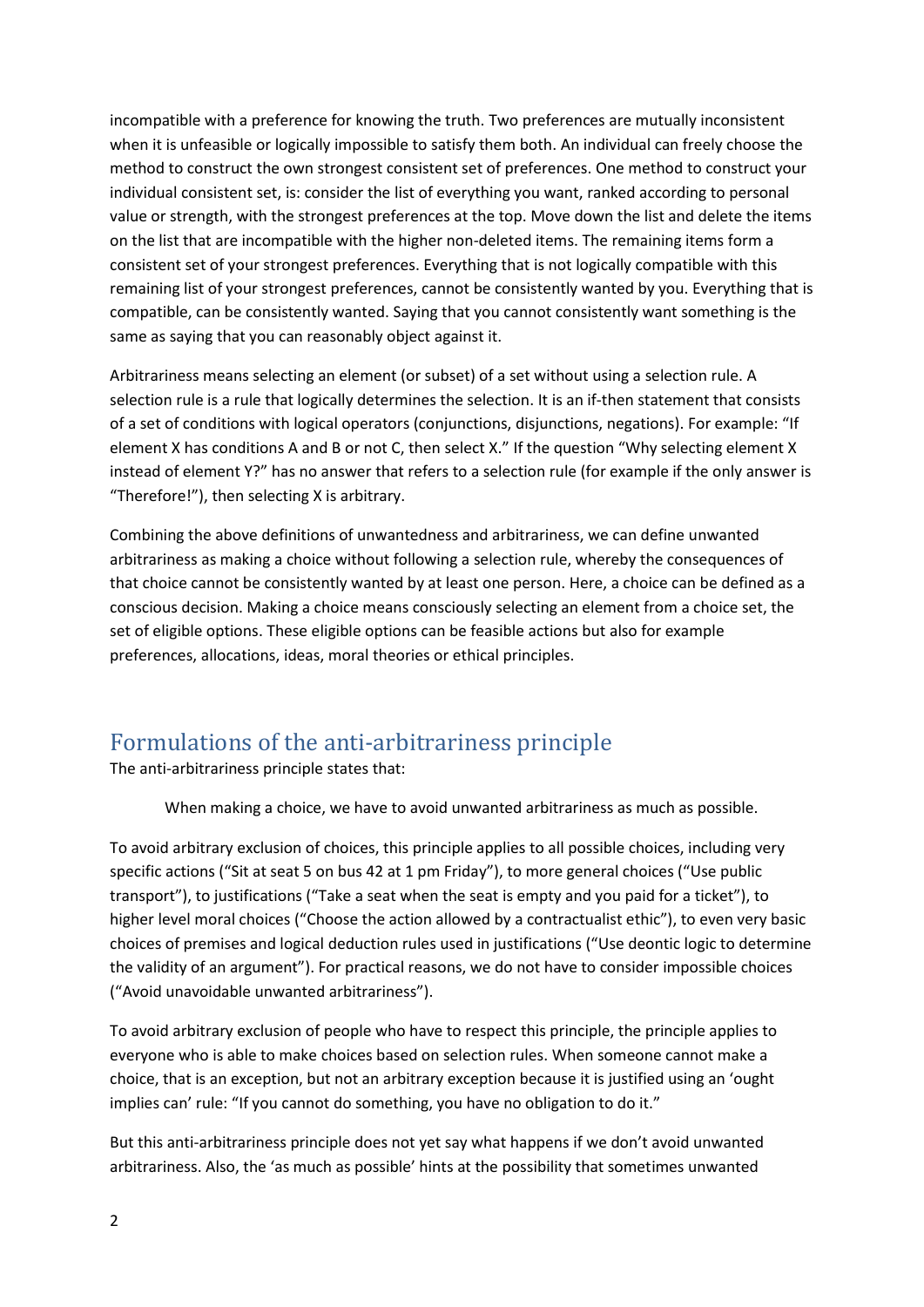incompatible with a preference for knowing the truth. Two preferences are mutually inconsistent when it is unfeasible or logically impossible to satisfy them both. An individual can freely choose the method to construct the own strongest consistent set of preferences. One method to construct your individual consistent set, is: consider the list of everything you want, ranked according to personal value or strength, with the strongest preferences at the top. Move down the list and delete the items on the list that are incompatible with the higher non-deleted items. The remaining items form a consistent set of your strongest preferences. Everything that is not logically compatible with this remaining list of your strongest preferences, cannot be consistently wanted by you. Everything that is compatible, can be consistently wanted. Saying that you cannot consistently want something is the same as saying that you can reasonably object against it.

Arbitrariness means selecting an element (or subset) of a set without using a selection rule. A selection rule is a rule that logically determines the selection. It is an if-then statement that consists of a set of conditions with logical operators (conjunctions, disjunctions, negations). For example: "If element X has conditions A and B or not C, then select X." If the question "Why selecting element X instead of element Y?" has no answer that refers to a selection rule (for example if the only answer is "Therefore!"), then selecting X is arbitrary.

Combining the above definitions of unwantedness and arbitrariness, we can define unwanted arbitrariness as making a choice without following a selection rule, whereby the consequences of that choice cannot be consistently wanted by at least one person. Here, a choice can be defined as a conscious decision. Making a choice means consciously selecting an element from a choice set, the set of eligible options. These eligible options can be feasible actions but also for example preferences, allocations, ideas, moral theories or ethical principles.

## Formulations of the anti-arbitrariness principle

The anti-arbitrariness principle states that:

> When making a choice, we have to avoid unwanted arbitrariness as much as possible.

To avoid arbitrary exclusion of choices, this principle applies to all possible choices, including very specific actions ("Sit at seat 5 on bus 42 at 1 pm Friday"), to more general choices ("Use public transport"), to justifications ("Take a seat when the seat is empty and you paid for a ticket"), to higher level moral choices ("Choose the action allowed by a contractualist ethic"), to even very basic choices of premises and logical deduction rules used in justifications ("Use deontic logic to determine the validity of an argument"). For practical reasons, we do not have to consider impossible choices ("Avoid unavoidable unwanted arbitrariness").

To avoid arbitrary exclusion of people who have to respect this principle, the principle applies to everyone who is able to make choices based on selection rules. When someone cannot make a choice, that is an exception, but not an arbitrary exception because it is justified using an 'ought implies can' rule: "If you cannot do something, you have no obligation to do it."

But this anti-arbitrariness principle does not yet say what happens if we don't avoid unwanted arbitrariness. Also, the 'as much as possible' hints at the possibility that sometimes unwanted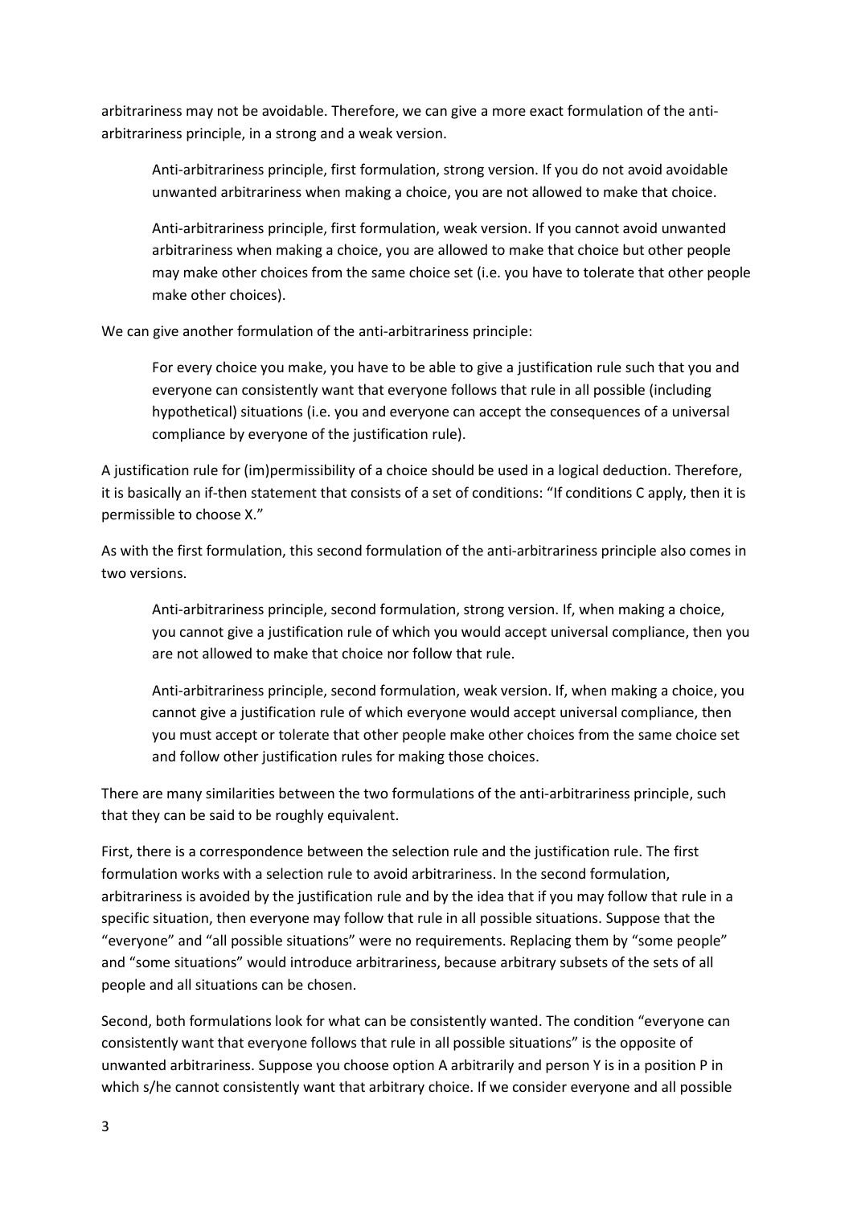arbitrariness may not be avoidable. Therefore, we can give a more exact formulation of the anti-arbitrariness principle, in a strong and a weak version.

> Anti-arbitrariness principle, first formulation, strong version. If you do not avoid avoidable unwanted arbitrariness when making a choice, you are not allowed to make that choice.
>
> Anti-arbitrariness principle, first formulation, weak version. If you cannot avoid unwanted arbitrariness when making a choice, you are allowed to make that choice but other people may make other choices from the same choice set (i.e. you have to tolerate that other people make other choices).

We can give another formulation of the anti-arbitrariness principle:

> For every choice you make, you have to be able to give a justification rule such that you and everyone can consistently want that everyone follows that rule in all possible (including hypothetical) situations (i.e. you and everyone can accept the consequences of a universal compliance by everyone of the justification rule).

A justification rule for (im)permissibility of a choice should be used in a logical deduction. Therefore, it is basically an if-then statement that consists of a set of conditions: "If conditions C apply, then it is permissible to choose X."

As with the first formulation, this second formulation of the anti-arbitrariness principle also comes in two versions.

> Anti-arbitrariness principle, second formulation, strong version. If, when making a choice, you cannot give a justification rule of which you would accept universal compliance, then you are not allowed to make that choice nor follow that rule.
>
> Anti-arbitrariness principle, second formulation, weak version. If, when making a choice, you cannot give a justification rule of which everyone would accept universal compliance, then you must accept or tolerate that other people make other choices from the same choice set and follow other justification rules for making those choices.

There are many similarities between the two formulations of the anti-arbitrariness principle, such that they can be said to be roughly equivalent.

First, there is a correspondence between the selection rule and the justification rule. The first formulation works with a selection rule to avoid arbitrariness. In the second formulation, arbitrariness is avoided by the justification rule and by the idea that if you may follow that rule in a specific situation, then everyone may follow that rule in all possible situations. Suppose that the "everyone" and "all possible situations" were no requirements. Replacing them by "some people" and "some situations" would introduce arbitrariness, because arbitrary subsets of the sets of all people and all situations can be chosen.

Second, both formulations look for what can be consistently wanted. The condition "everyone can consistently want that everyone follows that rule in all possible situations" is the opposite of unwanted arbitrariness. Suppose you choose option A arbitrarily and person Y is in a position P in which s/he cannot consistently want that arbitrary choice. If we consider everyone and all possible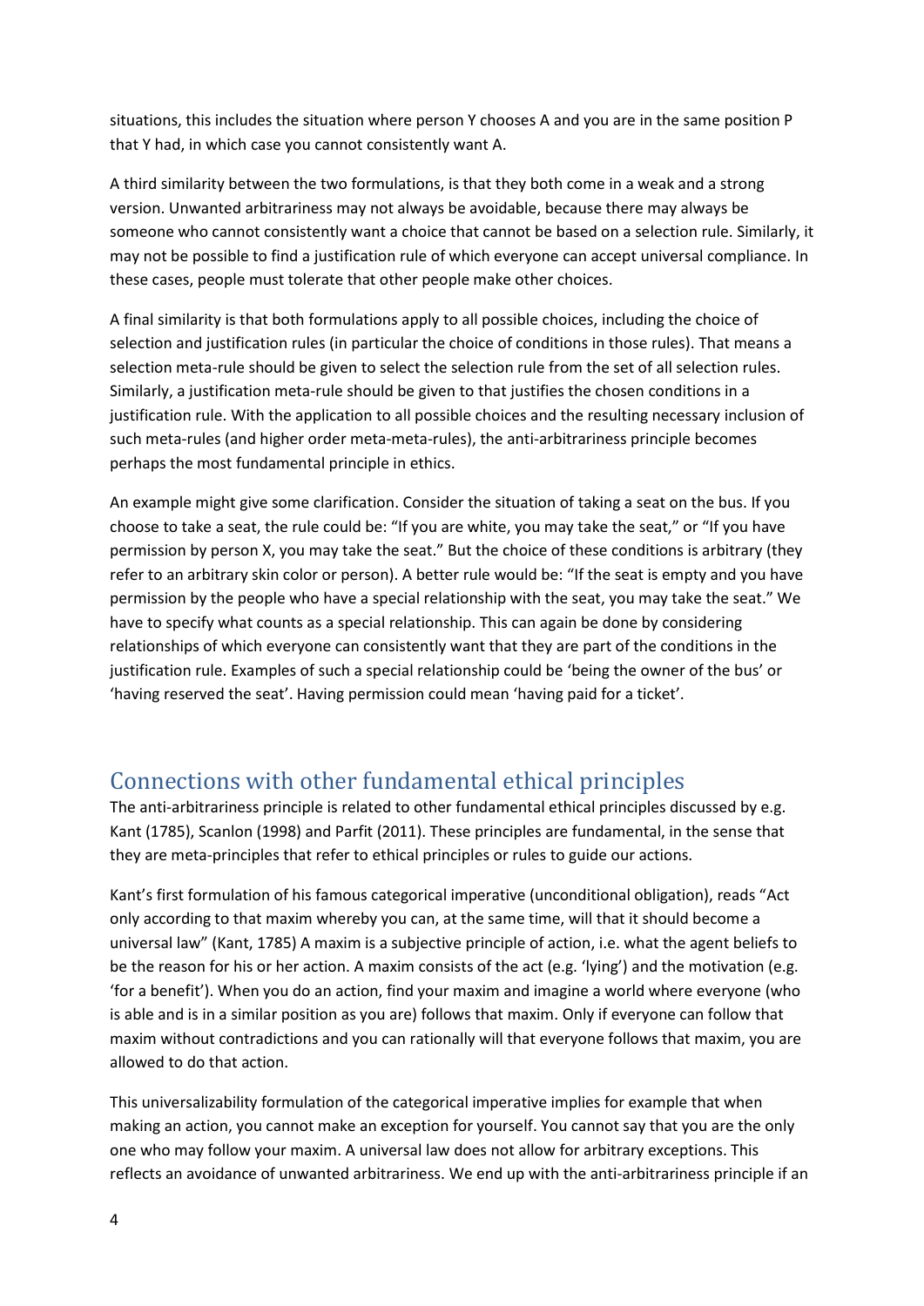situations, this includes the situation where person Y chooses A and you are in the same position P that Y had, in which case you cannot consistently want A.

A third similarity between the two formulations, is that they both come in a weak and a strong version. Unwanted arbitrariness may not always be avoidable, because there may always be someone who cannot consistently want a choice that cannot be based on a selection rule. Similarly, it may not be possible to find a justification rule of which everyone can accept universal compliance. In these cases, people must tolerate that other people make other choices.

A final similarity is that both formulations apply to all possible choices, including the choice of selection and justification rules (in particular the choice of conditions in those rules). That means a selection meta-rule should be given to select the selection rule from the set of all selection rules. Similarly, a justification meta-rule should be given to that justifies the chosen conditions in a justification rule. With the application to all possible choices and the resulting necessary inclusion of such meta-rules (and higher order meta-meta-rules), the anti-arbitrariness principle becomes perhaps the most fundamental principle in ethics.

An example might give some clarification. Consider the situation of taking a seat on the bus. If you choose to take a seat, the rule could be: "If you are white, you may take the seat," or "If you have permission by person X, you may take the seat." But the choice of these conditions is arbitrary (they refer to an arbitrary skin color or person). A better rule would be: "If the seat is empty and you have permission by the people who have a special relationship with the seat, you may take the seat." We have to specify what counts as a special relationship. This can again be done by considering relationships of which everyone can consistently want that they are part of the conditions in the justification rule. Examples of such a special relationship could be 'being the owner of the bus' or 'having reserved the seat'. Having permission could mean 'having paid for a ticket'.

## Connections with other fundamental ethical principles

The anti-arbitrariness principle is related to other fundamental ethical principles discussed by e.g. Kant (1785), Scanlon (1998) and Parfit (2011). These principles are fundamental, in the sense that they are meta-principles that refer to ethical principles or rules to guide our actions.

Kant's first formulation of his famous categorical imperative (unconditional obligation), reads "Act only according to that maxim whereby you can, at the same time, will that it should become a universal law" (Kant, 1785) A maxim is a subjective principle of action, i.e. what the agent beliefs to be the reason for his or her action. A maxim consists of the act (e.g. 'lying') and the motivation (e.g. 'for a benefit'). When you do an action, find your maxim and imagine a world where everyone (who is able and is in a similar position as you are) follows that maxim. Only if everyone can follow that maxim without contradictions and you can rationally will that everyone follows that maxim, you are allowed to do that action.

This universalizability formulation of the categorical imperative implies for example that when making an action, you cannot make an exception for yourself. You cannot say that you are the only one who may follow your maxim. A universal law does not allow for arbitrary exceptions. This reflects an avoidance of unwanted arbitrariness. We end up with the anti-arbitrariness principle if an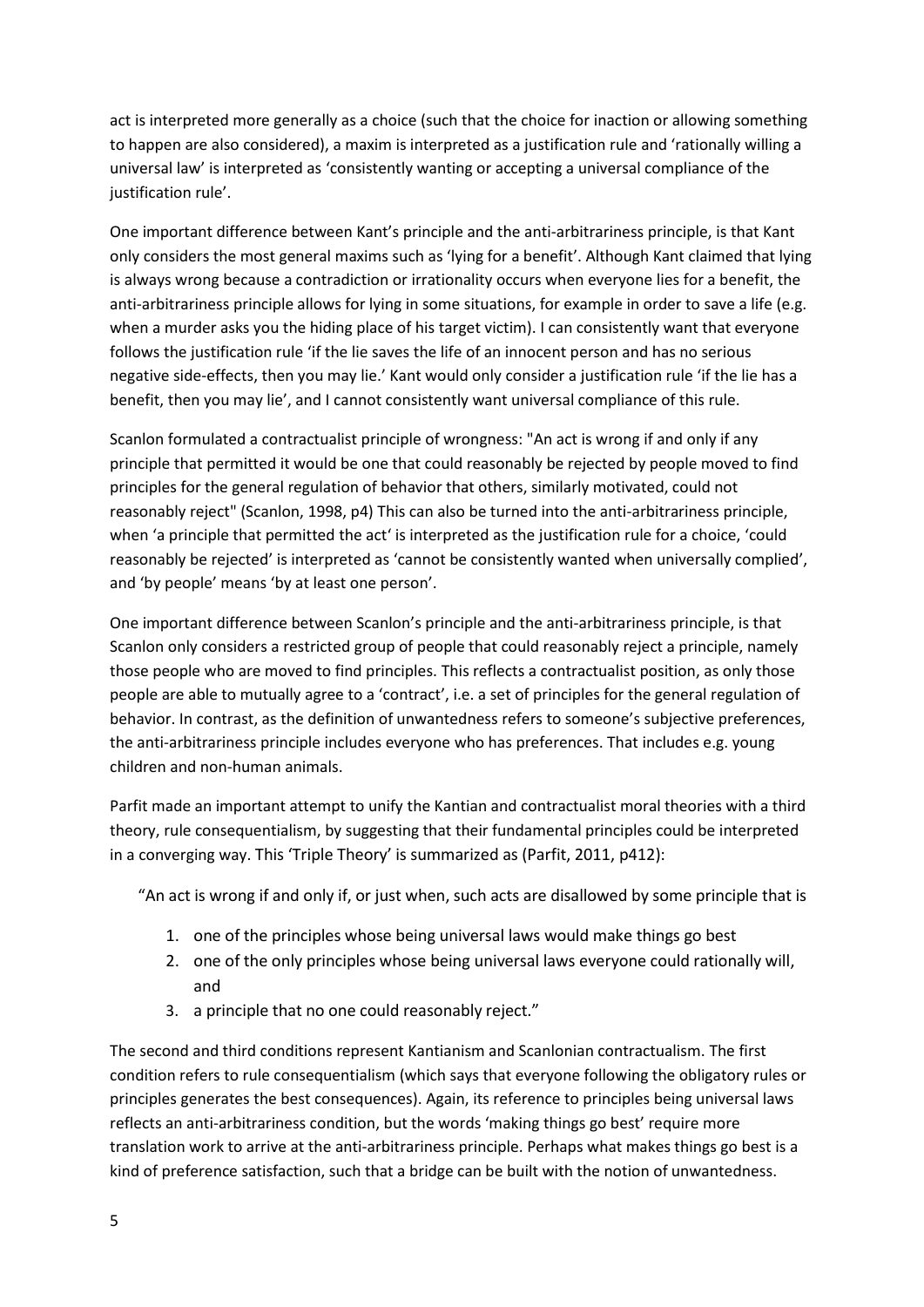act is interpreted more generally as a choice (such that the choice for inaction or allowing something to happen are also considered), a maxim is interpreted as a justification rule and 'rationally willing a universal law' is interpreted as 'consistently wanting or accepting a universal compliance of the justification rule'.

One important difference between Kant's principle and the anti-arbitrariness principle, is that Kant only considers the most general maxims such as 'lying for a benefit'. Although Kant claimed that lying is always wrong because a contradiction or irrationality occurs when everyone lies for a benefit, the anti-arbitrariness principle allows for lying in some situations, for example in order to save a life (e.g. when a murder asks you the hiding place of his target victim). I can consistently want that everyone follows the justification rule 'if the lie saves the life of an innocent person and has no serious negative side-effects, then you may lie.' Kant would only consider a justification rule 'if the lie has a benefit, then you may lie', and I cannot consistently want universal compliance of this rule.

Scanlon formulated a contractualist principle of wrongness: "An act is wrong if and only if any principle that permitted it would be one that could reasonably be rejected by people moved to find principles for the general regulation of behavior that others, similarly motivated, could not reasonably reject" (Scanlon, 1998, p4) This can also be turned into the anti-arbitrariness principle, when 'a principle that permitted the act' is interpreted as the justification rule for a choice, 'could reasonably be rejected' is interpreted as 'cannot be consistently wanted when universally complied', and 'by people' means 'by at least one person'.

One important difference between Scanlon's principle and the anti-arbitrariness principle, is that Scanlon only considers a restricted group of people that could reasonably reject a principle, namely those people who are moved to find principles. This reflects a contractualist position, as only those people are able to mutually agree to a 'contract', i.e. a set of principles for the general regulation of behavior. In contrast, as the definition of unwantedness refers to someone's subjective preferences, the anti-arbitrariness principle includes everyone who has preferences. That includes e.g. young children and non-human animals.

Parfit made an important attempt to unify the Kantian and contractualist moral theories with a third theory, rule consequentialism, by suggesting that their fundamental principles could be interpreted in a converging way. This 'Triple Theory' is summarized as (Parfit, 2011, p412):

> "An act is wrong if and only if, or just when, such acts are disallowed by some principle that is
>
> 1. one of the principles whose being universal laws would make things go best
> 2. one of the only principles whose being universal laws everyone could rationally will, and
> 3. a principle that no one could reasonably reject."

The second and third conditions represent Kantianism and Scanlonian contractualism. The first condition refers to rule consequentialism (which says that everyone following the obligatory rules or principles generates the best consequences). Again, its reference to principles being universal laws reflects an anti-arbitrariness condition, but the words 'making things go best' require more translation work to arrive at the anti-arbitrariness principle. Perhaps what makes things go best is a kind of preference satisfaction, such that a bridge can be built with the notion of unwantedness.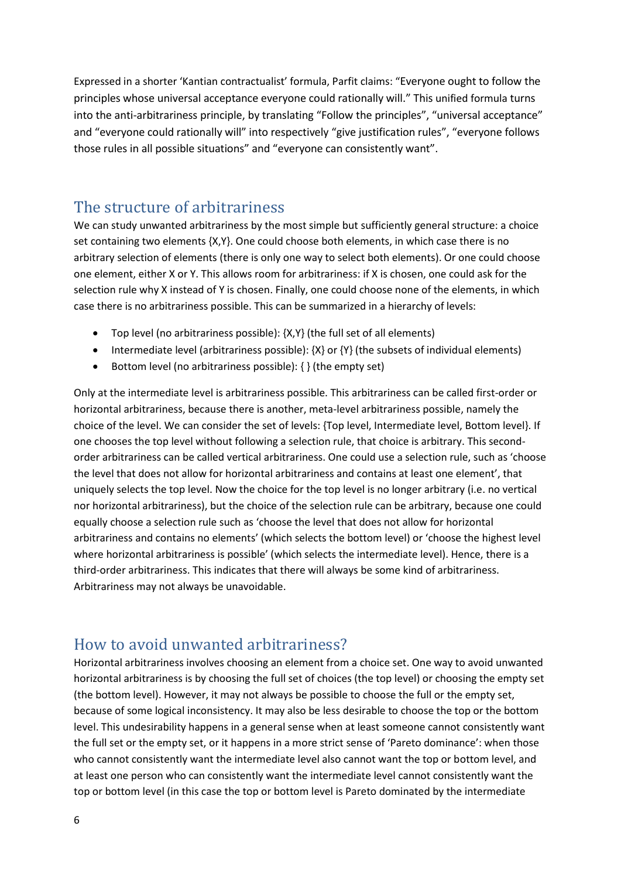Expressed in a shorter 'Kantian contractualist' formula, Parfit claims: "Everyone ought to follow the principles whose universal acceptance everyone could rationally will." This unified formula turns into the anti-arbitrariness principle, by translating "Follow the principles", "universal acceptance" and "everyone could rationally will" into respectively "give justification rules", "everyone follows those rules in all possible situations" and "everyone can consistently want".

## The structure of arbitrariness

We can study unwanted arbitrariness by the most simple but sufficiently general structure: a choice set containing two elements {X,Y}. One could choose both elements, in which case there is no arbitrary selection of elements (there is only one way to select both elements). Or one could choose one element, either X or Y. This allows room for arbitrariness: if X is chosen, one could ask for the selection rule why X instead of Y is chosen. Finally, one could choose none of the elements, in which case there is no arbitrariness possible. This can be summarized in a hierarchy of levels:

- Top level (no arbitrariness possible): {X,Y} (the full set of all elements)
- Intermediate level (arbitrariness possible): {X} or {Y} (the subsets of individual elements)
- Bottom level (no arbitrariness possible): { } (the empty set)

Only at the intermediate level is arbitrariness possible. This arbitrariness can be called first-order or horizontal arbitrariness, because there is another, meta-level arbitrariness possible, namely the choice of the level. We can consider the set of levels: {Top level, Intermediate level, Bottom level}. If one chooses the top level without following a selection rule, that choice is arbitrary. This second-order arbitrariness can be called vertical arbitrariness. One could use a selection rule, such as 'choose the level that does not allow for horizontal arbitrariness and contains at least one element', that uniquely selects the top level. Now the choice for the top level is no longer arbitrary (i.e. no vertical nor horizontal arbitrariness), but the choice of the selection rule can be arbitrary, because one could equally choose a selection rule such as 'choose the level that does not allow for horizontal arbitrariness and contains no elements' (which selects the bottom level) or 'choose the highest level where horizontal arbitrariness is possible' (which selects the intermediate level). Hence, there is a third-order arbitrariness. This indicates that there will always be some kind of arbitrariness. Arbitrariness may not always be unavoidable.

## How to avoid unwanted arbitrariness?

Horizontal arbitrariness involves choosing an element from a choice set. One way to avoid unwanted horizontal arbitrariness is by choosing the full set of choices (the top level) or choosing the empty set (the bottom level). However, it may not always be possible to choose the full or the empty set, because of some logical inconsistency. It may also be less desirable to choose the top or the bottom level. This undesirability happens in a general sense when at least someone cannot consistently want the full set or the empty set, or it happens in a more strict sense of 'Pareto dominance': when those who cannot consistently want the intermediate level also cannot want the top or bottom level, and at least one person who can consistently want the intermediate level cannot consistently want the top or bottom level (in this case the top or bottom level is Pareto dominated by the intermediate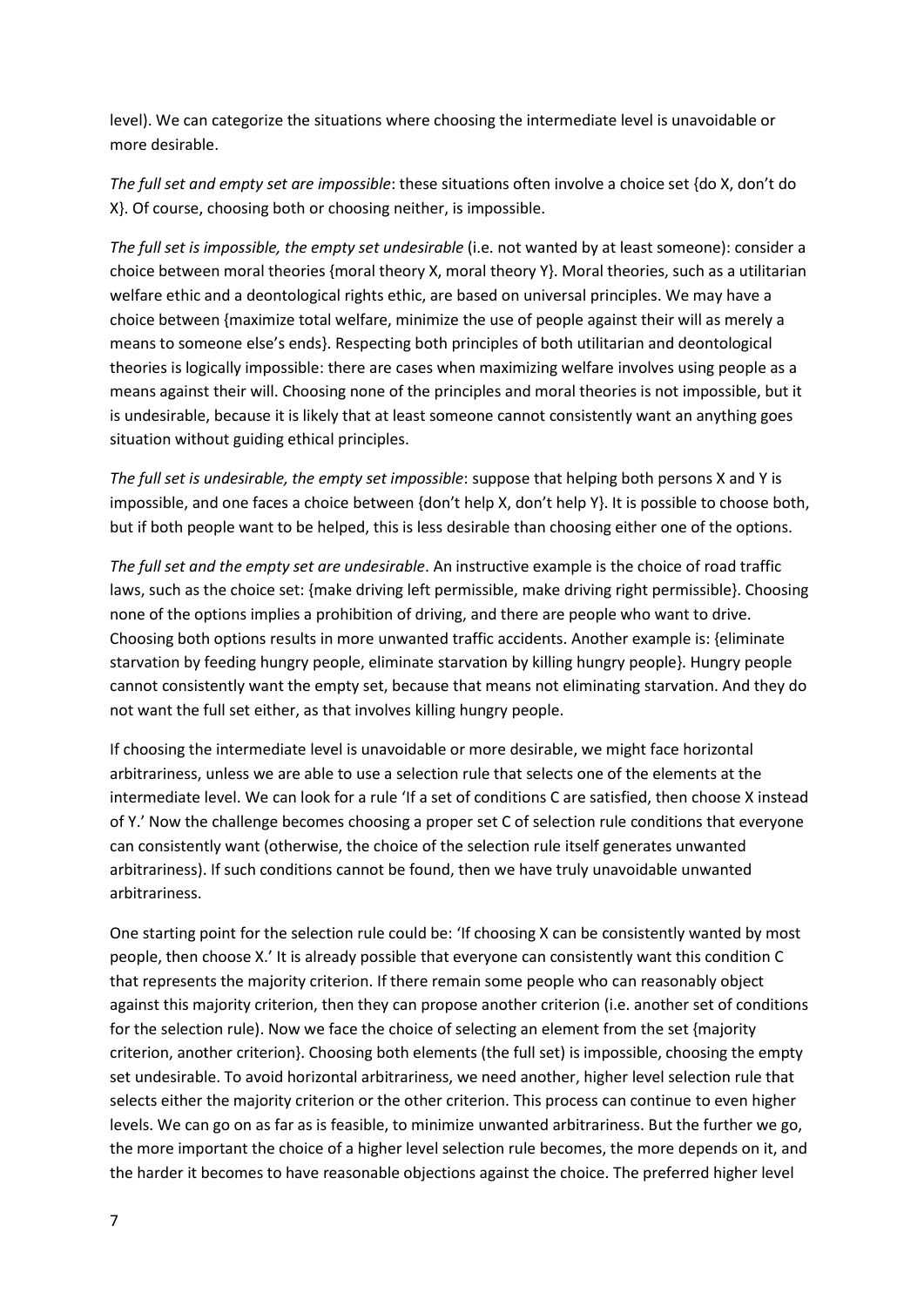level). We can categorize the situations where choosing the intermediate level is unavoidable or more desirable.

*The full set and empty set are impossible*: these situations often involve a choice set {do X, don't do X}. Of course, choosing both or choosing neither, is impossible.

*The full set is impossible, the empty set undesirable* (i.e. not wanted by at least someone): consider a choice between moral theories {moral theory X, moral theory Y}. Moral theories, such as a utilitarian welfare ethic and a deontological rights ethic, are based on universal principles. We may have a choice between {maximize total welfare, minimize the use of people against their will as merely a means to someone else's ends}. Respecting both principles of both utilitarian and deontological theories is logically impossible: there are cases when maximizing welfare involves using people as a means against their will. Choosing none of the principles and moral theories is not impossible, but it is undesirable, because it is likely that at least someone cannot consistently want an anything goes situation without guiding ethical principles.

*The full set is undesirable, the empty set impossible*: suppose that helping both persons X and Y is impossible, and one faces a choice between {don't help X, don't help Y}. It is possible to choose both, but if both people want to be helped, this is less desirable than choosing either one of the options.

*The full set and the empty set are undesirable*. An instructive example is the choice of road traffic laws, such as the choice set: {make driving left permissible, make driving right permissible}. Choosing none of the options implies a prohibition of driving, and there are people who want to drive. Choosing both options results in more unwanted traffic accidents. Another example is: {eliminate starvation by feeding hungry people, eliminate starvation by killing hungry people}. Hungry people cannot consistently want the empty set, because that means not eliminating starvation. And they do not want the full set either, as that involves killing hungry people.

If choosing the intermediate level is unavoidable or more desirable, we might face horizontal arbitrariness, unless we are able to use a selection rule that selects one of the elements at the intermediate level. We can look for a rule 'If a set of conditions C are satisfied, then choose X instead of Y.' Now the challenge becomes choosing a proper set C of selection rule conditions that everyone can consistently want (otherwise, the choice of the selection rule itself generates unwanted arbitrariness). If such conditions cannot be found, then we have truly unavoidable unwanted arbitrariness.

One starting point for the selection rule could be: 'If choosing X can be consistently wanted by most people, then choose X.' It is already possible that everyone can consistently want this condition C that represents the majority criterion. If there remain some people who can reasonably object against this majority criterion, then they can propose another criterion (i.e. another set of conditions for the selection rule). Now we face the choice of selecting an element from the set {majority criterion, another criterion}. Choosing both elements (the full set) is impossible, choosing the empty set undesirable. To avoid horizontal arbitrariness, we need another, higher level selection rule that selects either the majority criterion or the other criterion. This process can continue to even higher levels. We can go on as far as is feasible, to minimize unwanted arbitrariness. But the further we go, the more important the choice of a higher level selection rule becomes, the more depends on it, and the harder it becomes to have reasonable objections against the choice. The preferred higher level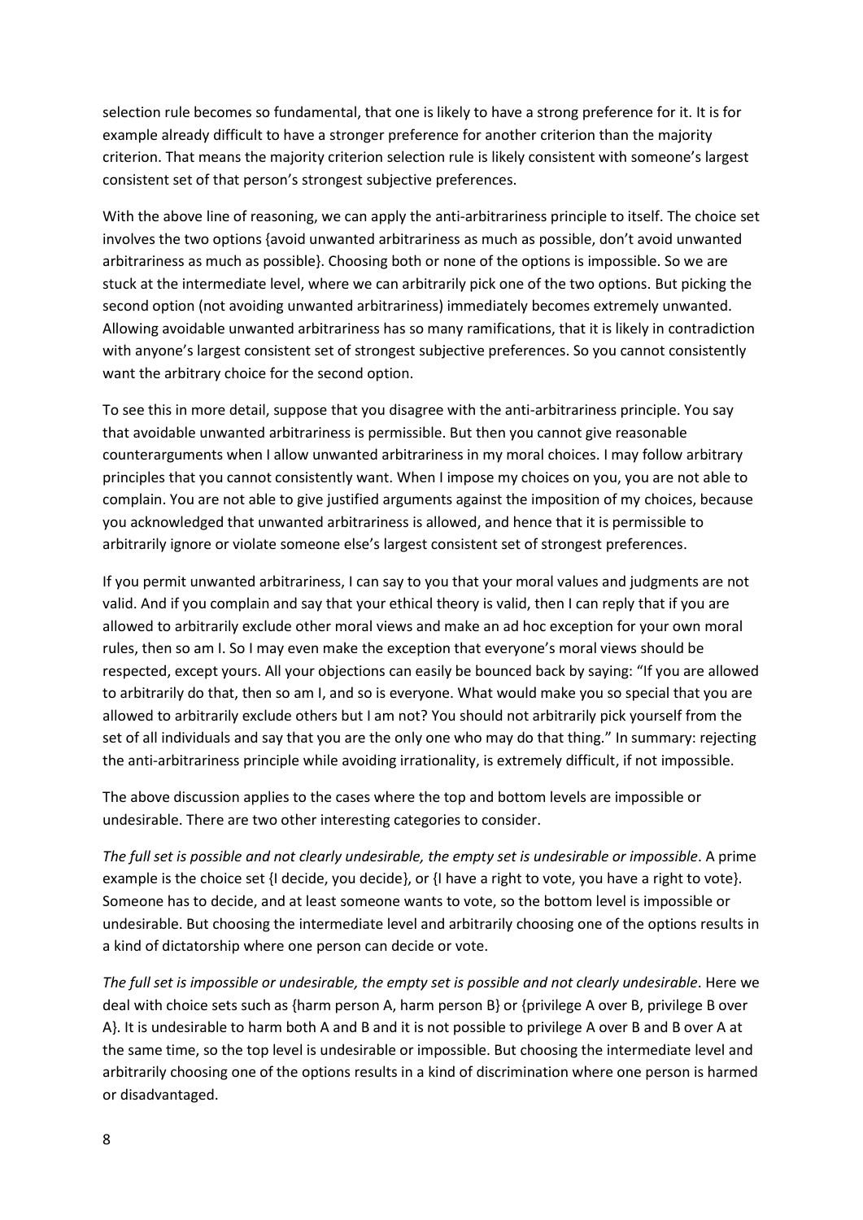selection rule becomes so fundamental, that one is likely to have a strong preference for it. It is for example already difficult to have a stronger preference for another criterion than the majority criterion. That means the majority criterion selection rule is likely consistent with someone's largest consistent set of that person's strongest subjective preferences.

With the above line of reasoning, we can apply the anti-arbitrariness principle to itself. The choice set involves the two options {avoid unwanted arbitrariness as much as possible, don't avoid unwanted arbitrariness as much as possible}. Choosing both or none of the options is impossible. So we are stuck at the intermediate level, where we can arbitrarily pick one of the two options. But picking the second option (not avoiding unwanted arbitrariness) immediately becomes extremely unwanted. Allowing avoidable unwanted arbitrariness has so many ramifications, that it is likely in contradiction with anyone's largest consistent set of strongest subjective preferences. So you cannot consistently want the arbitrary choice for the second option.

To see this in more detail, suppose that you disagree with the anti-arbitrariness principle. You say that avoidable unwanted arbitrariness is permissible. But then you cannot give reasonable counterarguments when I allow unwanted arbitrariness in my moral choices. I may follow arbitrary principles that you cannot consistently want. When I impose my choices on you, you are not able to complain. You are not able to give justified arguments against the imposition of my choices, because you acknowledged that unwanted arbitrariness is allowed, and hence that it is permissible to arbitrarily ignore or violate someone else's largest consistent set of strongest preferences.

If you permit unwanted arbitrariness, I can say to you that your moral values and judgments are not valid. And if you complain and say that your ethical theory is valid, then I can reply that if you are allowed to arbitrarily exclude other moral views and make an ad hoc exception for your own moral rules, then so am I. So I may even make the exception that everyone's moral views should be respected, except yours. All your objections can easily be bounced back by saying: "If you are allowed to arbitrarily do that, then so am I, and so is everyone. What would make you so special that you are allowed to arbitrarily exclude others but I am not? You should not arbitrarily pick yourself from the set of all individuals and say that you are the only one who may do that thing." In summary: rejecting the anti-arbitrariness principle while avoiding irrationality, is extremely difficult, if not impossible.

The above discussion applies to the cases where the top and bottom levels are impossible or undesirable. There are two other interesting categories to consider.

*The full set is possible and not clearly undesirable, the empty set is undesirable or impossible*. A prime example is the choice set {I decide, you decide}, or {I have a right to vote, you have a right to vote}. Someone has to decide, and at least someone wants to vote, so the bottom level is impossible or undesirable. But choosing the intermediate level and arbitrarily choosing one of the options results in a kind of dictatorship where one person can decide or vote.

*The full set is impossible or undesirable, the empty set is possible and not clearly undesirable*. Here we deal with choice sets such as {harm person A, harm person B} or {privilege A over B, privilege B over A}. It is undesirable to harm both A and B and it is not possible to privilege A over B and B over A at the same time, so the top level is undesirable or impossible. But choosing the intermediate level and arbitrarily choosing one of the options results in a kind of discrimination where one person is harmed or disadvantaged.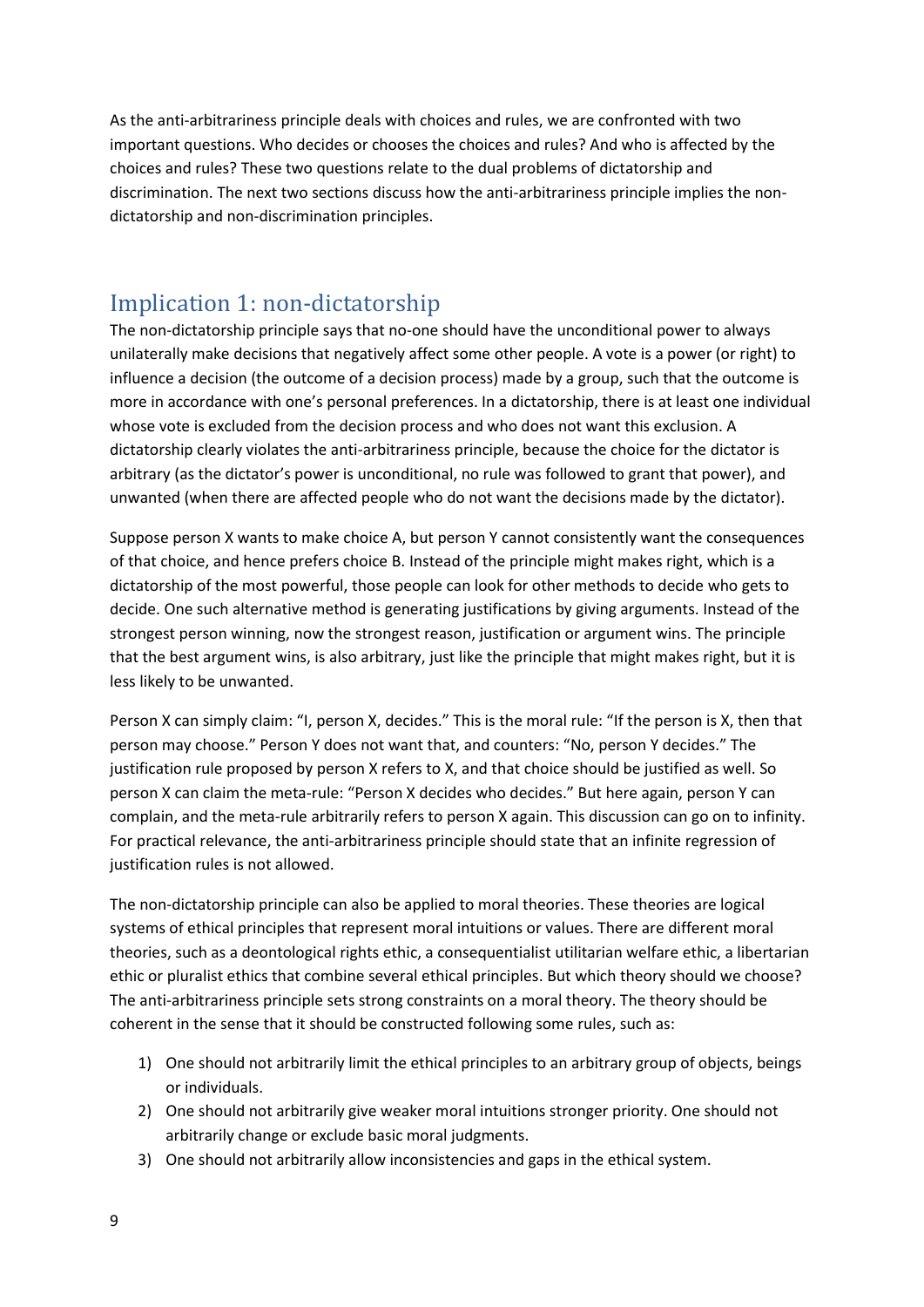As the anti-arbitrariness principle deals with choices and rules, we are confronted with two important questions. Who decides or chooses the choices and rules? And who is affected by the choices and rules? These two questions relate to the dual problems of dictatorship and discrimination. The next two sections discuss how the anti-arbitrariness principle implies the non-dictatorship and non-discrimination principles.

## Implication 1: non-dictatorship

The non-dictatorship principle says that no-one should have the unconditional power to always unilaterally make decisions that negatively affect some other people. A vote is a power (or right) to influence a decision (the outcome of a decision process) made by a group, such that the outcome is more in accordance with one's personal preferences. In a dictatorship, there is at least one individual whose vote is excluded from the decision process and who does not want this exclusion. A dictatorship clearly violates the anti-arbitrariness principle, because the choice for the dictator is arbitrary (as the dictator's power is unconditional, no rule was followed to grant that power), and unwanted (when there are affected people who do not want the decisions made by the dictator).

Suppose person X wants to make choice A, but person Y cannot consistently want the consequences of that choice, and hence prefers choice B. Instead of the principle might makes right, which is a dictatorship of the most powerful, those people can look for other methods to decide who gets to decide. One such alternative method is generating justifications by giving arguments. Instead of the strongest person winning, now the strongest reason, justification or argument wins. The principle that the best argument wins, is also arbitrary, just like the principle that might makes right, but it is less likely to be unwanted.

Person X can simply claim: "I, person X, decides." This is the moral rule: "If the person is X, then that person may choose." Person Y does not want that, and counters: "No, person Y decides." The justification rule proposed by person X refers to X, and that choice should be justified as well. So person X can claim the meta-rule: "Person X decides who decides." But here again, person Y can complain, and the meta-rule arbitrarily refers to person X again. This discussion can go on to infinity. For practical relevance, the anti-arbitrariness principle should state that an infinite regression of justification rules is not allowed.

The non-dictatorship principle can also be applied to moral theories. These theories are logical systems of ethical principles that represent moral intuitions or values. There are different moral theories, such as a deontological rights ethic, a consequentialist utilitarian welfare ethic, a libertarian ethic or pluralist ethics that combine several ethical principles. But which theory should we choose? The anti-arbitrariness principle sets strong constraints on a moral theory. The theory should be coherent in the sense that it should be constructed following some rules, such as:

1) One should not arbitrarily limit the ethical principles to an arbitrary group of objects, beings or individuals.
2) One should not arbitrarily give weaker moral intuitions stronger priority. One should not arbitrarily change or exclude basic moral judgments.
3) One should not arbitrarily allow inconsistencies and gaps in the ethical system.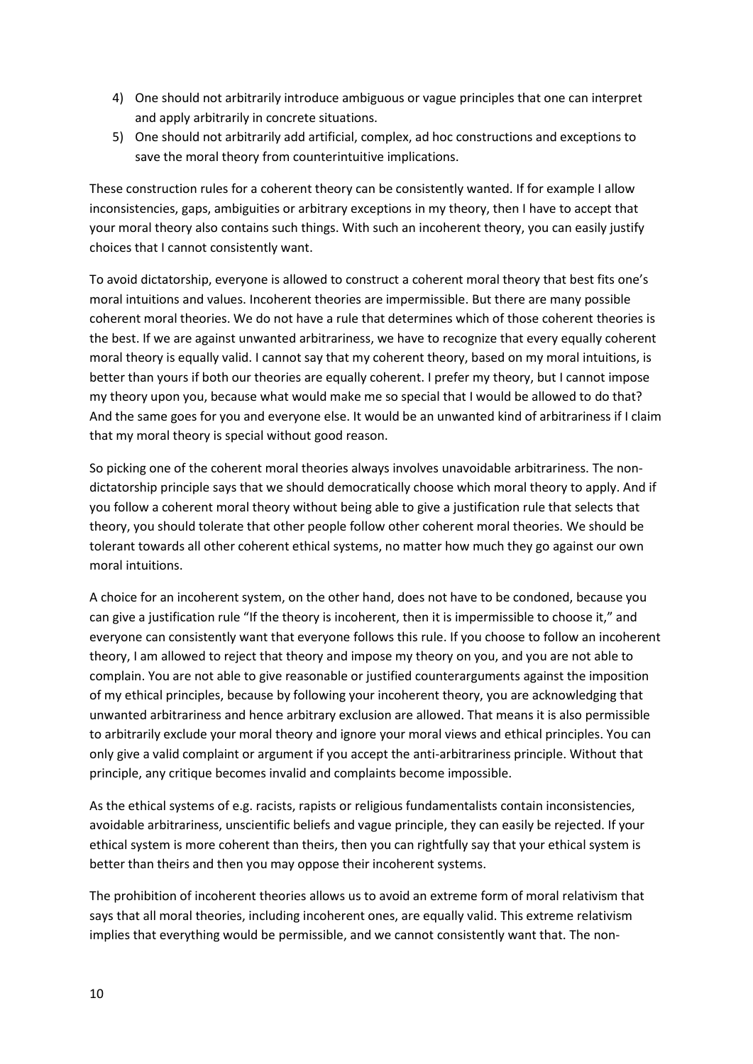4) One should not arbitrarily introduce ambiguous or vague principles that one can interpret and apply arbitrarily in concrete situations.
5) One should not arbitrarily add artificial, complex, ad hoc constructions and exceptions to save the moral theory from counterintuitive implications.

These construction rules for a coherent theory can be consistently wanted. If for example I allow inconsistencies, gaps, ambiguities or arbitrary exceptions in my theory, then I have to accept that your moral theory also contains such things. With such an incoherent theory, you can easily justify choices that I cannot consistently want.

To avoid dictatorship, everyone is allowed to construct a coherent moral theory that best fits one's moral intuitions and values. Incoherent theories are impermissible. But there are many possible coherent moral theories. We do not have a rule that determines which of those coherent theories is the best. If we are against unwanted arbitrariness, we have to recognize that every equally coherent moral theory is equally valid. I cannot say that my coherent theory, based on my moral intuitions, is better than yours if both our theories are equally coherent. I prefer my theory, but I cannot impose my theory upon you, because what would make me so special that I would be allowed to do that? And the same goes for you and everyone else. It would be an unwanted kind of arbitrariness if I claim that my moral theory is special without good reason.

So picking one of the coherent moral theories always involves unavoidable arbitrariness. The non-dictatorship principle says that we should democratically choose which moral theory to apply. And if you follow a coherent moral theory without being able to give a justification rule that selects that theory, you should tolerate that other people follow other coherent moral theories. We should be tolerant towards all other coherent ethical systems, no matter how much they go against our own moral intuitions.

A choice for an incoherent system, on the other hand, does not have to be condoned, because you can give a justification rule "If the theory is incoherent, then it is impermissible to choose it," and everyone can consistently want that everyone follows this rule. If you choose to follow an incoherent theory, I am allowed to reject that theory and impose my theory on you, and you are not able to complain. You are not able to give reasonable or justified counterarguments against the imposition of my ethical principles, because by following your incoherent theory, you are acknowledging that unwanted arbitrariness and hence arbitrary exclusion are allowed. That means it is also permissible to arbitrarily exclude your moral theory and ignore your moral views and ethical principles. You can only give a valid complaint or argument if you accept the anti-arbitrariness principle. Without that principle, any critique becomes invalid and complaints become impossible.

As the ethical systems of e.g. racists, rapists or religious fundamentalists contain inconsistencies, avoidable arbitrariness, unscientific beliefs and vague principle, they can easily be rejected. If your ethical system is more coherent than theirs, then you can rightfully say that your ethical system is better than theirs and then you may oppose their incoherent systems.

The prohibition of incoherent theories allows us to avoid an extreme form of moral relativism that says that all moral theories, including incoherent ones, are equally valid. This extreme relativism implies that everything would be permissible, and we cannot consistently want that. The non-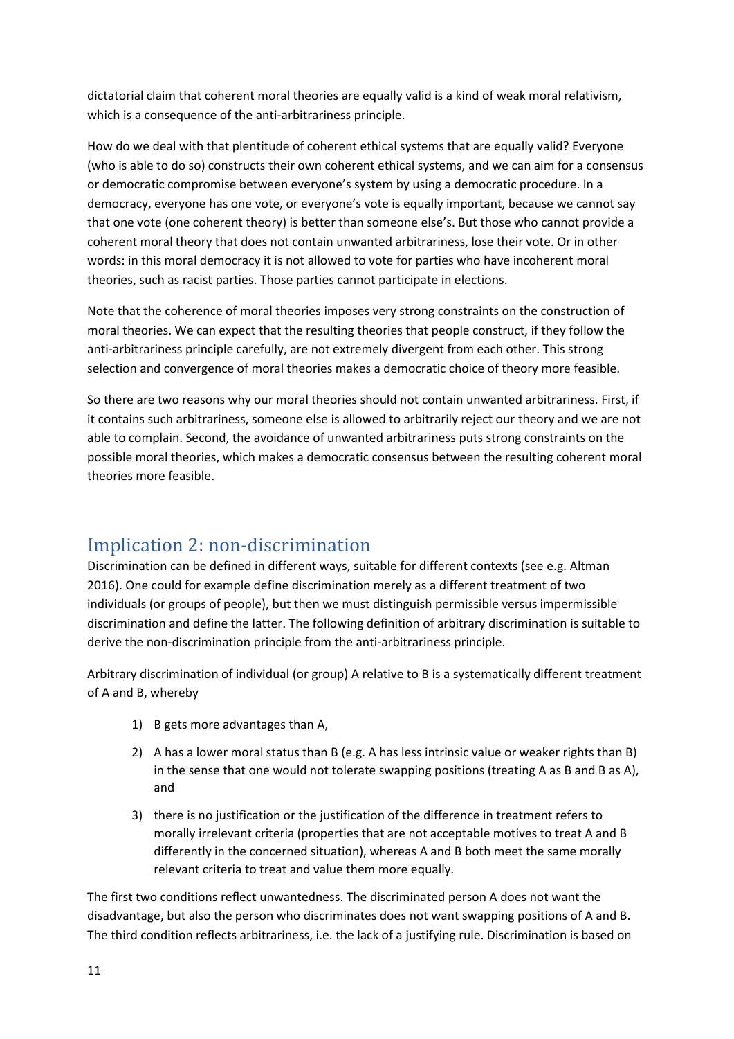dictatorial claim that coherent moral theories are equally valid is a kind of weak moral relativism, which is a consequence of the anti-arbitrariness principle.

How do we deal with that plentitude of coherent ethical systems that are equally valid? Everyone (who is able to do so) constructs their own coherent ethical systems, and we can aim for a consensus or democratic compromise between everyone's system by using a democratic procedure. In a democracy, everyone has one vote, or everyone's vote is equally important, because we cannot say that one vote (one coherent theory) is better than someone else's. But those who cannot provide a coherent moral theory that does not contain unwanted arbitrariness, lose their vote. Or in other words: in this moral democracy it is not allowed to vote for parties who have incoherent moral theories, such as racist parties. Those parties cannot participate in elections.

Note that the coherence of moral theories imposes very strong constraints on the construction of moral theories. We can expect that the resulting theories that people construct, if they follow the anti-arbitrariness principle carefully, are not extremely divergent from each other. This strong selection and convergence of moral theories makes a democratic choice of theory more feasible.

So there are two reasons why our moral theories should not contain unwanted arbitrariness. First, if it contains such arbitrariness, someone else is allowed to arbitrarily reject our theory and we are not able to complain. Second, the avoidance of unwanted arbitrariness puts strong constraints on the possible moral theories, which makes a democratic consensus between the resulting coherent moral theories more feasible.

## Implication 2: non-discrimination

Discrimination can be defined in different ways, suitable for different contexts (see e.g. Altman 2016). One could for example define discrimination merely as a different treatment of two individuals (or groups of people), but then we must distinguish permissible versus impermissible discrimination and define the latter. The following definition of arbitrary discrimination is suitable to derive the non-discrimination principle from the anti-arbitrariness principle.

Arbitrary discrimination of individual (or group) A relative to B is a systematically different treatment of A and B, whereby

1) B gets more advantages than A,
2) A has a lower moral status than B (e.g. A has less intrinsic value or weaker rights than B) in the sense that one would not tolerate swapping positions (treating A as B and B as A), and
3) there is no justification or the justification of the difference in treatment refers to morally irrelevant criteria (properties that are not acceptable motives to treat A and B differently in the concerned situation), whereas A and B both meet the same morally relevant criteria to treat and value them more equally.

The first two conditions reflect unwantedness. The discriminated person A does not want the disadvantage, but also the person who discriminates does not want swapping positions of A and B. The third condition reflects arbitrariness, i.e. the lack of a justifying rule. Discrimination is based on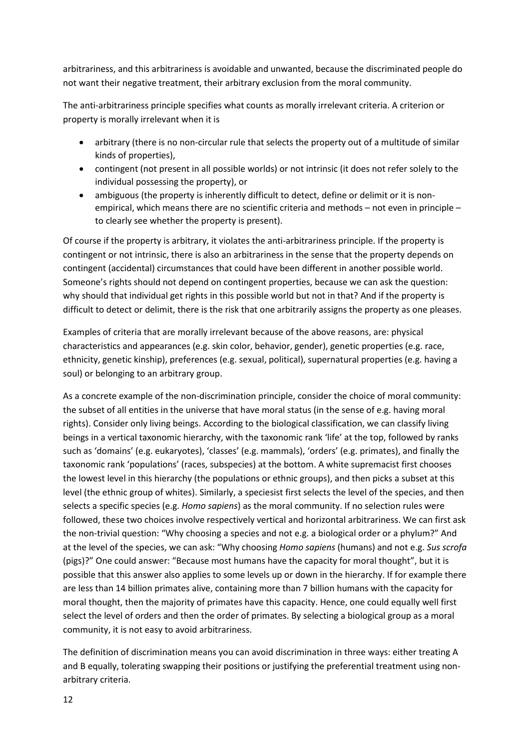arbitrariness, and this arbitrariness is avoidable and unwanted, because the discriminated people do not want their negative treatment, their arbitrary exclusion from the moral community.

The anti-arbitrariness principle specifies what counts as morally irrelevant criteria. A criterion or property is morally irrelevant when it is

- arbitrary (there is no non-circular rule that selects the property out of a multitude of similar kinds of properties),
- contingent (not present in all possible worlds) or not intrinsic (it does not refer solely to the individual possessing the property), or
- ambiguous (the property is inherently difficult to detect, define or delimit or it is non-empirical, which means there are no scientific criteria and methods – not even in principle – to clearly see whether the property is present).

Of course if the property is arbitrary, it violates the anti-arbitrariness principle. If the property is contingent or not intrinsic, there is also an arbitrariness in the sense that the property depends on contingent (accidental) circumstances that could have been different in another possible world. Someone's rights should not depend on contingent properties, because we can ask the question: why should that individual get rights in this possible world but not in that? And if the property is difficult to detect or delimit, there is the risk that one arbitrarily assigns the property as one pleases.

Examples of criteria that are morally irrelevant because of the above reasons, are: physical characteristics and appearances (e.g. skin color, behavior, gender), genetic properties (e.g. race, ethnicity, genetic kinship), preferences (e.g. sexual, political), supernatural properties (e.g. having a soul) or belonging to an arbitrary group.

As a concrete example of the non-discrimination principle, consider the choice of moral community: the subset of all entities in the universe that have moral status (in the sense of e.g. having moral rights). Consider only living beings. According to the biological classification, we can classify living beings in a vertical taxonomic hierarchy, with the taxonomic rank 'life' at the top, followed by ranks such as 'domains' (e.g. eukaryotes), 'classes' (e.g. mammals), 'orders' (e.g. primates), and finally the taxonomic rank 'populations' (races, subspecies) at the bottom. A white supremacist first chooses the lowest level in this hierarchy (the populations or ethnic groups), and then picks a subset at this level (the ethnic group of whites). Similarly, a speciesist first selects the level of the species, and then selects a specific species (e.g. *Homo sapiens*) as the moral community. If no selection rules were followed, these two choices involve respectively vertical and horizontal arbitrariness. We can first ask the non-trivial question: "Why choosing a species and not e.g. a biological order or a phylum?" And at the level of the species, we can ask: "Why choosing *Homo sapiens* (humans) and not e.g. *Sus scrofa* (pigs)?" One could answer: "Because most humans have the capacity for moral thought", but it is possible that this answer also applies to some levels up or down in the hierarchy. If for example there are less than 14 billion primates alive, containing more than 7 billion humans with the capacity for moral thought, then the majority of primates have this capacity. Hence, one could equally well first select the level of orders and then the order of primates. By selecting a biological group as a moral community, it is not easy to avoid arbitrariness.

The definition of discrimination means you can avoid discrimination in three ways: either treating A and B equally, tolerating swapping their positions or justifying the preferential treatment using non-arbitrary criteria.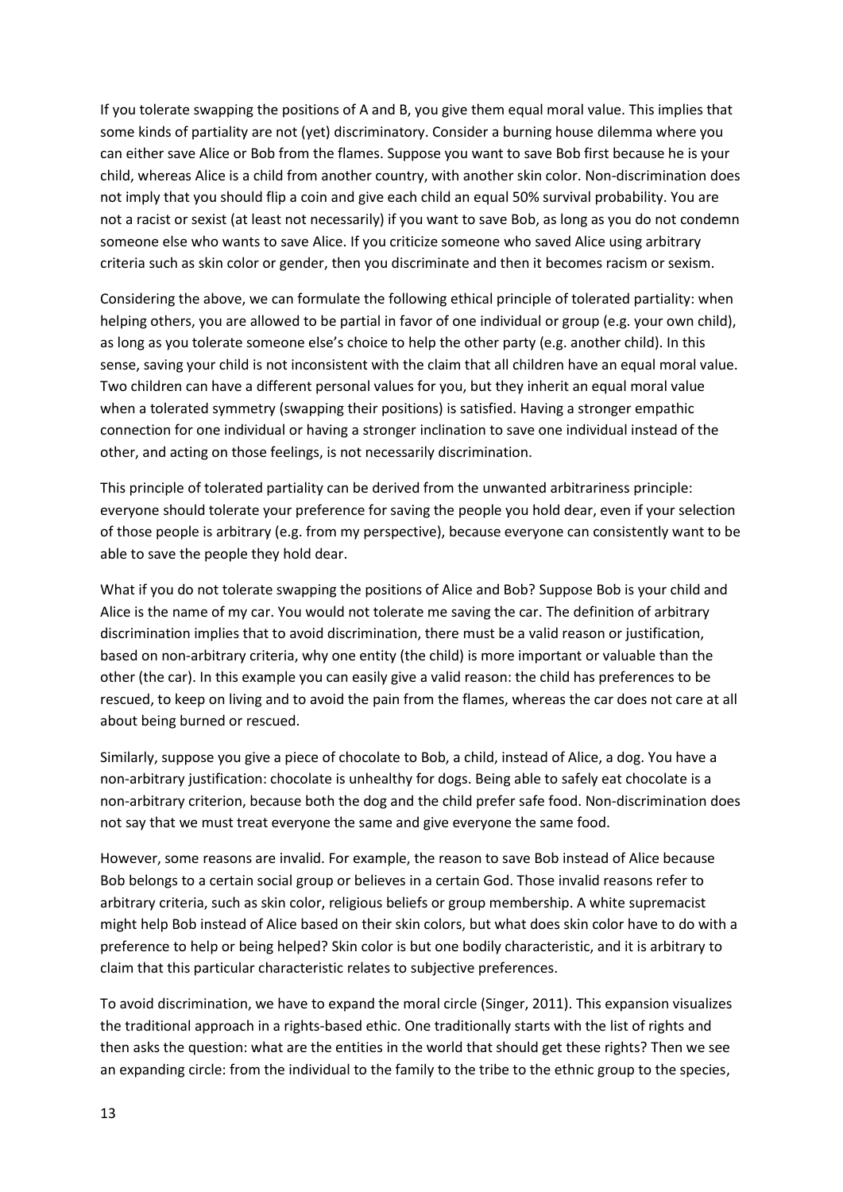If you tolerate swapping the positions of A and B, you give them equal moral value. This implies that some kinds of partiality are not (yet) discriminatory. Consider a burning house dilemma where you can either save Alice or Bob from the flames. Suppose you want to save Bob first because he is your child, whereas Alice is a child from another country, with another skin color. Non-discrimination does not imply that you should flip a coin and give each child an equal 50% survival probability. You are not a racist or sexist (at least not necessarily) if you want to save Bob, as long as you do not condemn someone else who wants to save Alice. If you criticize someone who saved Alice using arbitrary criteria such as skin color or gender, then you discriminate and then it becomes racism or sexism.

Considering the above, we can formulate the following ethical principle of tolerated partiality: when helping others, you are allowed to be partial in favor of one individual or group (e.g. your own child), as long as you tolerate someone else's choice to help the other party (e.g. another child). In this sense, saving your child is not inconsistent with the claim that all children have an equal moral value. Two children can have a different personal values for you, but they inherit an equal moral value when a tolerated symmetry (swapping their positions) is satisfied. Having a stronger empathic connection for one individual or having a stronger inclination to save one individual instead of the other, and acting on those feelings, is not necessarily discrimination.

This principle of tolerated partiality can be derived from the unwanted arbitrariness principle: everyone should tolerate your preference for saving the people you hold dear, even if your selection of those people is arbitrary (e.g. from my perspective), because everyone can consistently want to be able to save the people they hold dear.

What if you do not tolerate swapping the positions of Alice and Bob? Suppose Bob is your child and Alice is the name of my car. You would not tolerate me saving the car. The definition of arbitrary discrimination implies that to avoid discrimination, there must be a valid reason or justification, based on non-arbitrary criteria, why one entity (the child) is more important or valuable than the other (the car). In this example you can easily give a valid reason: the child has preferences to be rescued, to keep on living and to avoid the pain from the flames, whereas the car does not care at all about being burned or rescued.

Similarly, suppose you give a piece of chocolate to Bob, a child, instead of Alice, a dog. You have a non-arbitrary justification: chocolate is unhealthy for dogs. Being able to safely eat chocolate is a non-arbitrary criterion, because both the dog and the child prefer safe food. Non-discrimination does not say that we must treat everyone the same and give everyone the same food.

However, some reasons are invalid. For example, the reason to save Bob instead of Alice because Bob belongs to a certain social group or believes in a certain God. Those invalid reasons refer to arbitrary criteria, such as skin color, religious beliefs or group membership. A white supremacist might help Bob instead of Alice based on their skin colors, but what does skin color have to do with a preference to help or being helped? Skin color is but one bodily characteristic, and it is arbitrary to claim that this particular characteristic relates to subjective preferences.

To avoid discrimination, we have to expand the moral circle (Singer, 2011). This expansion visualizes the traditional approach in a rights-based ethic. One traditionally starts with the list of rights and then asks the question: what are the entities in the world that should get these rights? Then we see an expanding circle: from the individual to the family to the tribe to the ethnic group to the species,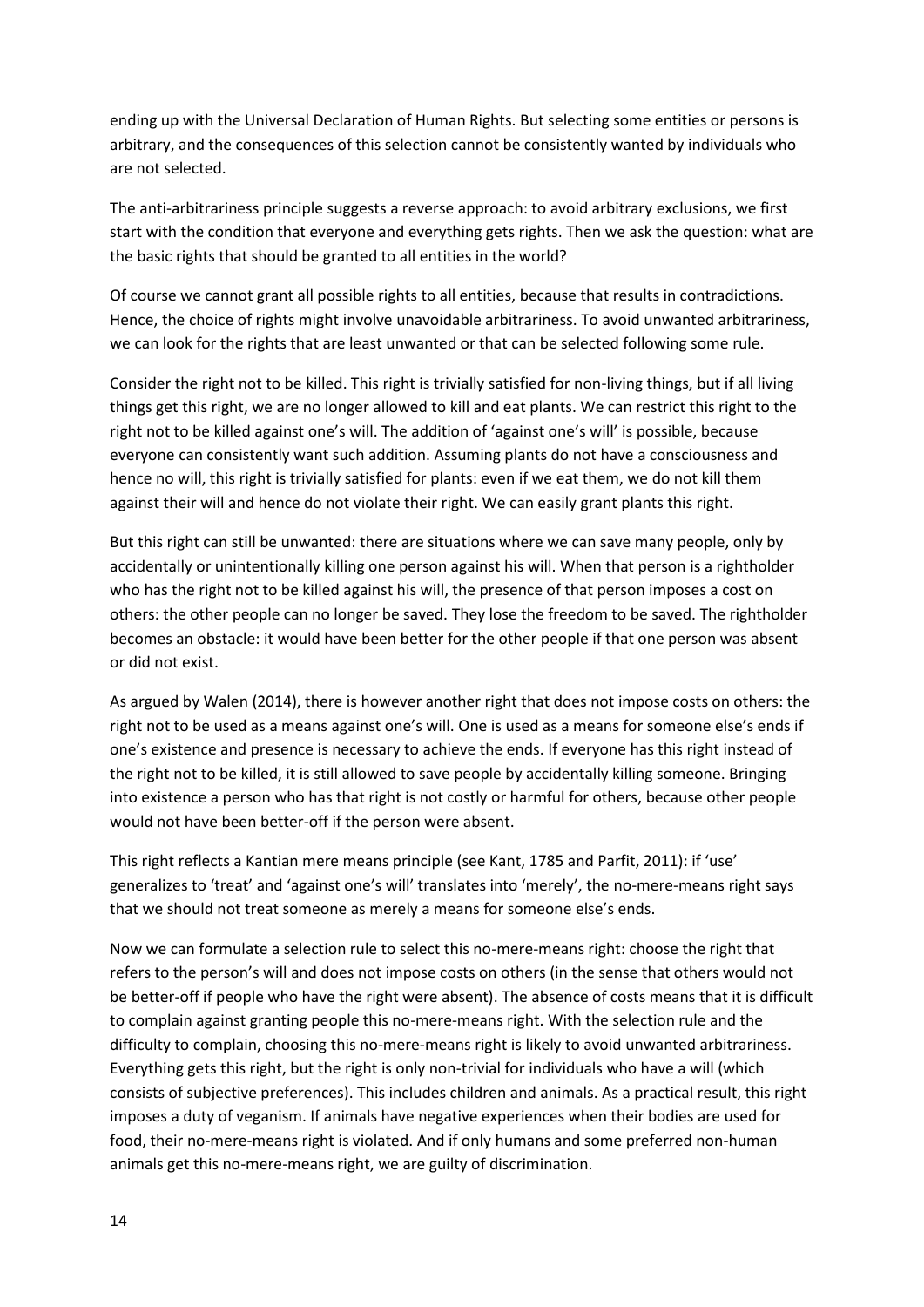ending up with the Universal Declaration of Human Rights. But selecting some entities or persons is arbitrary, and the consequences of this selection cannot be consistently wanted by individuals who are not selected.

The anti-arbitrariness principle suggests a reverse approach: to avoid arbitrary exclusions, we first start with the condition that everyone and everything gets rights. Then we ask the question: what are the basic rights that should be granted to all entities in the world?

Of course we cannot grant all possible rights to all entities, because that results in contradictions. Hence, the choice of rights might involve unavoidable arbitrariness. To avoid unwanted arbitrariness, we can look for the rights that are least unwanted or that can be selected following some rule.

Consider the right not to be killed. This right is trivially satisfied for non-living things, but if all living things get this right, we are no longer allowed to kill and eat plants. We can restrict this right to the right not to be killed against one's will. The addition of 'against one's will' is possible, because everyone can consistently want such addition. Assuming plants do not have a consciousness and hence no will, this right is trivially satisfied for plants: even if we eat them, we do not kill them against their will and hence do not violate their right. We can easily grant plants this right.

But this right can still be unwanted: there are situations where we can save many people, only by accidentally or unintentionally killing one person against his will. When that person is a rightholder who has the right not to be killed against his will, the presence of that person imposes a cost on others: the other people can no longer be saved. They lose the freedom to be saved. The rightholder becomes an obstacle: it would have been better for the other people if that one person was absent or did not exist.

As argued by Walen (2014), there is however another right that does not impose costs on others: the right not to be used as a means against one's will. One is used as a means for someone else's ends if one's existence and presence is necessary to achieve the ends. If everyone has this right instead of the right not to be killed, it is still allowed to save people by accidentally killing someone. Bringing into existence a person who has that right is not costly or harmful for others, because other people would not have been better-off if the person were absent.

This right reflects a Kantian mere means principle (see Kant, 1785 and Parfit, 2011): if 'use' generalizes to 'treat' and 'against one's will' translates into 'merely', the no-mere-means right says that we should not treat someone as merely a means for someone else's ends.

Now we can formulate a selection rule to select this no-mere-means right: choose the right that refers to the person's will and does not impose costs on others (in the sense that others would not be better-off if people who have the right were absent). The absence of costs means that it is difficult to complain against granting people this no-mere-means right. With the selection rule and the difficulty to complain, choosing this no-mere-means right is likely to avoid unwanted arbitrariness. Everything gets this right, but the right is only non-trivial for individuals who have a will (which consists of subjective preferences). This includes children and animals. As a practical result, this right imposes a duty of veganism. If animals have negative experiences when their bodies are used for food, their no-mere-means right is violated. And if only humans and some preferred non-human animals get this no-mere-means right, we are guilty of discrimination.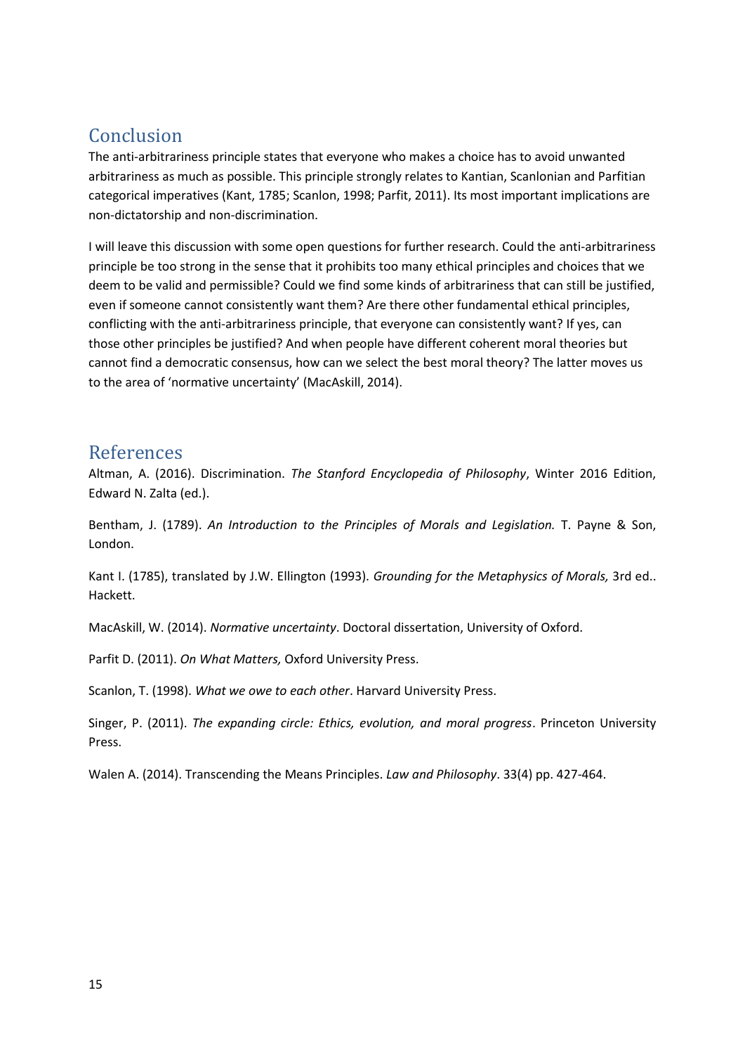## Conclusion

The anti-arbitrariness principle states that everyone who makes a choice has to avoid unwanted arbitrariness as much as possible. This principle strongly relates to Kantian, Scanlonian and Parfitian categorical imperatives (Kant, 1785; Scanlon, 1998; Parfit, 2011). Its most important implications are non-dictatorship and non-discrimination.

I will leave this discussion with some open questions for further research. Could the anti-arbitrariness principle be too strong in the sense that it prohibits too many ethical principles and choices that we deem to be valid and permissible? Could we find some kinds of arbitrariness that can still be justified, even if someone cannot consistently want them? Are there other fundamental ethical principles, conflicting with the anti-arbitrariness principle, that everyone can consistently want? If yes, can those other principles be justified? And when people have different coherent moral theories but cannot find a democratic consensus, how can we select the best moral theory? The latter moves us to the area of 'normative uncertainty' (MacAskill, 2014).

## References

Altman, A. (2016). Discrimination. *The Stanford Encyclopedia of Philosophy*, Winter 2016 Edition, Edward N. Zalta (ed.).

Bentham, J. (1789). *An Introduction to the Principles of Morals and Legislation.* T. Payne & Son, London.

Kant I. (1785), translated by J.W. Ellington (1993). *Grounding for the Metaphysics of Morals,* 3rd ed.. Hackett.

MacAskill, W. (2014). *Normative uncertainty*. Doctoral dissertation, University of Oxford.

Parfit D. (2011). *On What Matters,* Oxford University Press.

Scanlon, T. (1998). *What we owe to each other*. Harvard University Press.

Singer, P. (2011). *The expanding circle: Ethics, evolution, and moral progress*. Princeton University Press.

Walen A. (2014). Transcending the Means Principles. *Law and Philosophy*. 33(4) pp. 427-464.